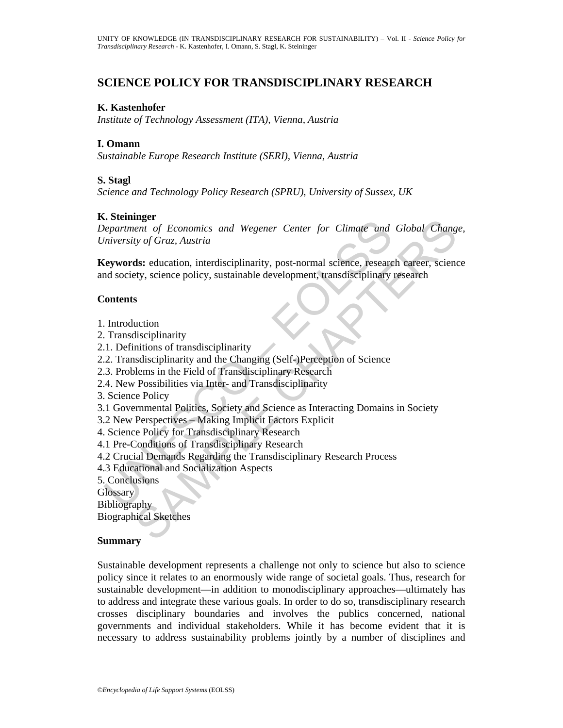# SCIENCE POLICY FOR TRANSDISCIPLINARY RESEARCH

**K. Kastenhofer**
*Institute of Technology Assessment (ITA), Vienna, Austria*

**I. Omann**
*Sustainable Europe Research Institute (SERI), Vienna, Austria*

**S. Stagl**
*Science and Technology Policy Research (SPRU), University of Sussex, UK*

**K. Steininger**
*Department of Economics and Wegener Center for Climate and Global Change, University of Graz, Austria*

**Keywords:** education, interdisciplinarity, post-normal science, research career, science and society, science policy, sustainable development, transdisciplinary research

## Contents

1. Introduction
2. Transdisciplinarity
2.1. Definitions of transdisciplinarity
2.2. Transdisciplinarity and the Changing (Self-)Perception of Science
2.3. Problems in the Field of Transdisciplinary Research
2.4. New Possibilities via Inter- and Transdisciplinarity
3. Science Policy
3.1 Governmental Politics, Society and Science as Interacting Domains in Society
3.2 New Perspectives – Making Implicit Factors Explicit
4. Science Policy for Transdisciplinary Research
4.1 Pre-Conditions of Transdisciplinary Research
4.2 Crucial Demands Regarding the Transdisciplinary Research Process
4.3 Educational and Socialization Aspects
5. Conclusions
Glossary
Bibliography
Biographical Sketches

## Summary

Sustainable development represents a challenge not only to science but also to science policy since it relates to an enormously wide range of societal goals. Thus, research for sustainable development—in addition to monodisciplinary approaches—ultimately has to address and integrate these various goals. In order to do so, transdisciplinary research crosses disciplinary boundaries and involves the publics concerned, national governments and individual stakeholders. While it has become evident that it is necessary to address sustainability problems jointly by a number of disciplines and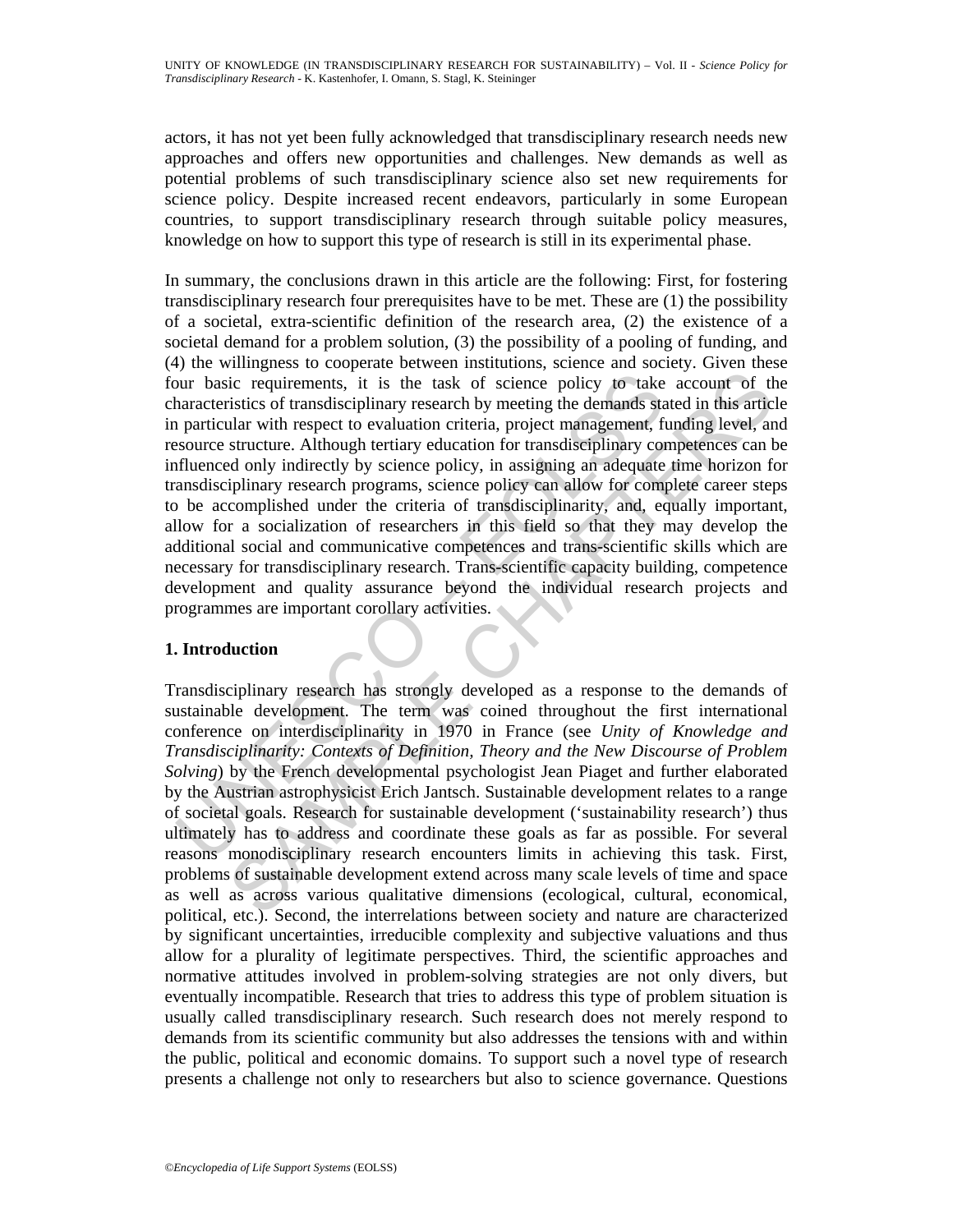actors, it has not yet been fully acknowledged that transdisciplinary research needs new approaches and offers new opportunities and challenges. New demands as well as potential problems of such transdisciplinary science also set new requirements for science policy. Despite increased recent endeavors, particularly in some European countries, to support transdisciplinary research through suitable policy measures, knowledge on how to support this type of research is still in its experimental phase.

In summary, the conclusions drawn in this article are the following: First, for fostering transdisciplinary research four prerequisites have to be met. These are (1) the possibility of a societal, extra-scientific definition of the research area, (2) the existence of a societal demand for a problem solution, (3) the possibility of a pooling of funding, and (4) the willingness to cooperate between institutions, science and society. Given these four basic requirements, it is the task of science policy to take account of the characteristics of transdisciplinary research by meeting the demands stated in this article in particular with respect to evaluation criteria, project management, funding level, and resource structure. Although tertiary education for transdisciplinary competences can be influenced only indirectly by science policy, in assigning an adequate time horizon for transdisciplinary research programs, science policy can allow for complete career steps to be accomplished under the criteria of transdisciplinarity, and, equally important, allow for a socialization of researchers in this field so that they may develop the additional social and communicative competences and trans-scientific skills which are necessary for transdisciplinary research. Trans-scientific capacity building, competence development and quality assurance beyond the individual research projects and programmes are important corollary activities.

## 1. Introduction

Transdisciplinary research has strongly developed as a response to the demands of sustainable development. The term was coined throughout the first international conference on interdisciplinarity in 1970 in France (see *Unity of Knowledge and Transdisciplinarity: Contexts of Definition, Theory and the New Discourse of Problem Solving*) by the French developmental psychologist Jean Piaget and further elaborated by the Austrian astrophysicist Erich Jantsch. Sustainable development relates to a range of societal goals. Research for sustainable development ('sustainability research') thus ultimately has to address and coordinate these goals as far as possible. For several reasons monodisciplinary research encounters limits in achieving this task. First, problems of sustainable development extend across many scale levels of time and space as well as across various qualitative dimensions (ecological, cultural, economical, political, etc.). Second, the interrelations between society and nature are characterized by significant uncertainties, irreducible complexity and subjective valuations and thus allow for a plurality of legitimate perspectives. Third, the scientific approaches and normative attitudes involved in problem-solving strategies are not only divers, but eventually incompatible. Research that tries to address this type of problem situation is usually called transdisciplinary research. Such research does not merely respond to demands from its scientific community but also addresses the tensions with and within the public, political and economic domains. To support such a novel type of research presents a challenge not only to researchers but also to science governance. Questions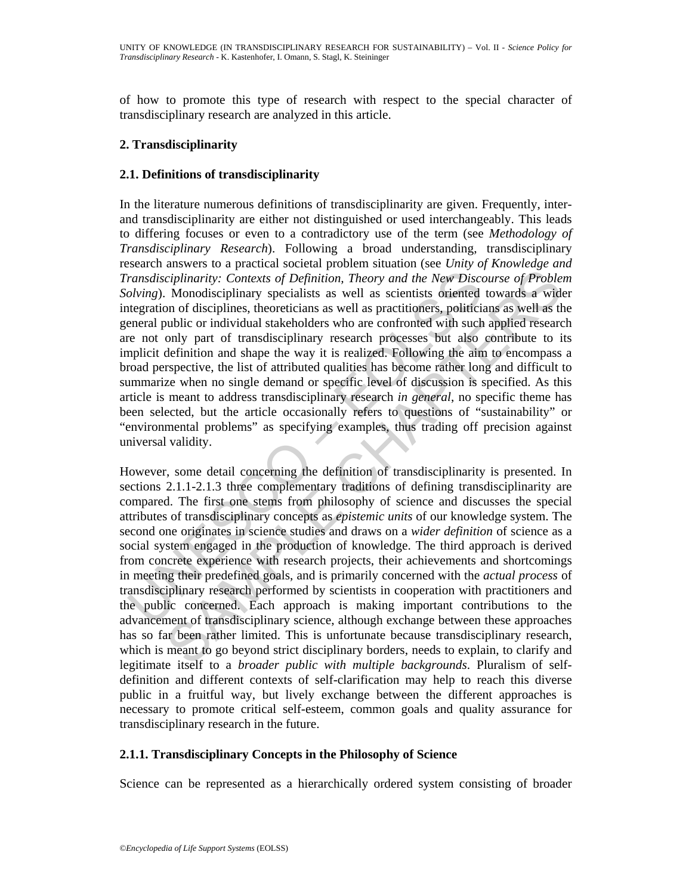of how to promote this type of research with respect to the special character of transdisciplinary research are analyzed in this article.

## 2. Transdisciplinarity

### 2.1. Definitions of transdisciplinarity

In the literature numerous definitions of transdisciplinarity are given. Frequently, inter- and transdisciplinarity are either not distinguished or used interchangeably. This leads to differing focuses or even to a contradictory use of the term (see *Methodology of Transdisciplinary Research*). Following a broad understanding, transdisciplinary research answers to a practical societal problem situation (see *Unity of Knowledge and Transdisciplinarity: Contexts of Definition, Theory and the New Discourse of Problem Solving*). Monodisciplinary specialists as well as scientists oriented towards a wider integration of disciplines, theoreticians as well as practitioners, politicians as well as the general public or individual stakeholders who are confronted with such applied research are not only part of transdisciplinary research processes but also contribute to its implicit definition and shape the way it is realized. Following the aim to encompass a broad perspective, the list of attributed qualities has become rather long and difficult to summarize when no single demand or specific level of discussion is specified. As this article is meant to address transdisciplinary research *in general*, no specific theme has been selected, but the article occasionally refers to questions of "sustainability" or "environmental problems" as specifying examples, thus trading off precision against universal validity.

However, some detail concerning the definition of transdisciplinarity is presented. In sections 2.1.1-2.1.3 three complementary traditions of defining transdisciplinarity are compared. The first one stems from philosophy of science and discusses the special attributes of transdisciplinary concepts as *epistemic units* of our knowledge system. The second one originates in science studies and draws on a *wider definition* of science as a social system engaged in the production of knowledge. The third approach is derived from concrete experience with research projects, their achievements and shortcomings in meeting their predefined goals, and is primarily concerned with the *actual process* of transdisciplinary research performed by scientists in cooperation with practitioners and the public concerned. Each approach is making important contributions to the advancement of transdisciplinary science, although exchange between these approaches has so far been rather limited. This is unfortunate because transdisciplinary research, which is meant to go beyond strict disciplinary borders, needs to explain, to clarify and legitimate itself to a *broader public with multiple backgrounds*. Pluralism of self-definition and different contexts of self-clarification may help to reach this diverse public in a fruitful way, but lively exchange between the different approaches is necessary to promote critical self-esteem, common goals and quality assurance for transdisciplinary research in the future.

#### 2.1.1. Transdisciplinary Concepts in the Philosophy of Science

Science can be represented as a hierarchically ordered system consisting of broader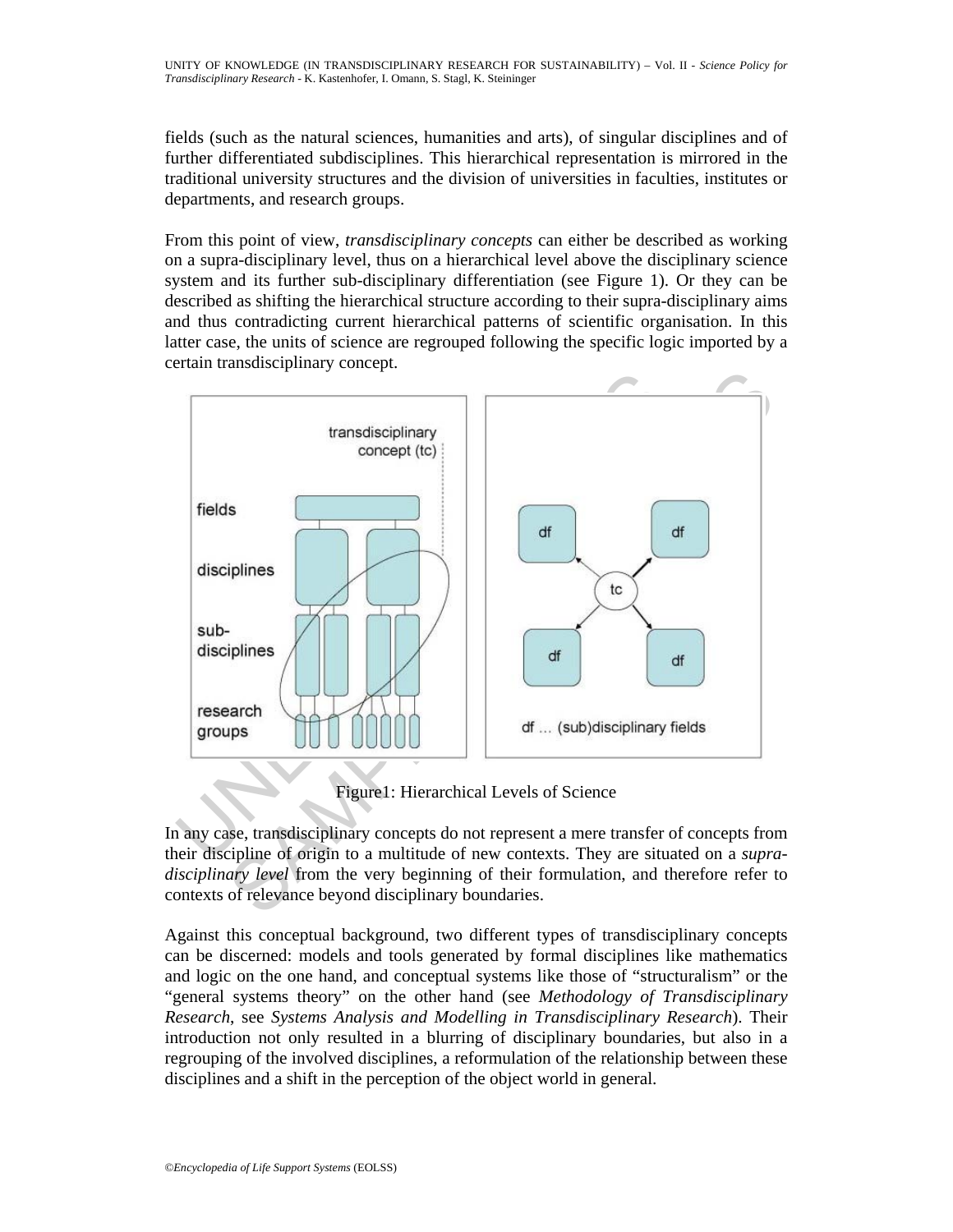fields (such as the natural sciences, humanities and arts), of singular disciplines and of further differentiated subdisciplines. This hierarchical representation is mirrored in the traditional university structures and the division of universities in faculties, institutes or departments, and research groups.

From this point of view, *transdisciplinary concepts* can either be described as working on a supra-disciplinary level, thus on a hierarchical level above the disciplinary science system and its further sub-disciplinary differentiation (see Figure 1). Or they can be described as shifting the hierarchical structure according to their supra-disciplinary aims and thus contradicting current hierarchical patterns of scientific organisation. In this latter case, the units of science are regrouped following the specific logic imported by a certain transdisciplinary concept.

Figure1: Hierarchical Levels of Science

In any case, transdisciplinary concepts do not represent a mere transfer of concepts from their discipline of origin to a multitude of new contexts. They are situated on a *supra-disciplinary level* from the very beginning of their formulation, and therefore refer to contexts of relevance beyond disciplinary boundaries.

Against this conceptual background, two different types of transdisciplinary concepts can be discerned: models and tools generated by formal disciplines like mathematics and logic on the one hand, and conceptual systems like those of "structuralism" or the "general systems theory" on the other hand (see *Methodology of Transdisciplinary Research*, see *Systems Analysis and Modelling in Transdisciplinary Research*). Their introduction not only resulted in a blurring of disciplinary boundaries, but also in a regrouping of the involved disciplines, a reformulation of the relationship between these disciplines and a shift in the perception of the object world in general.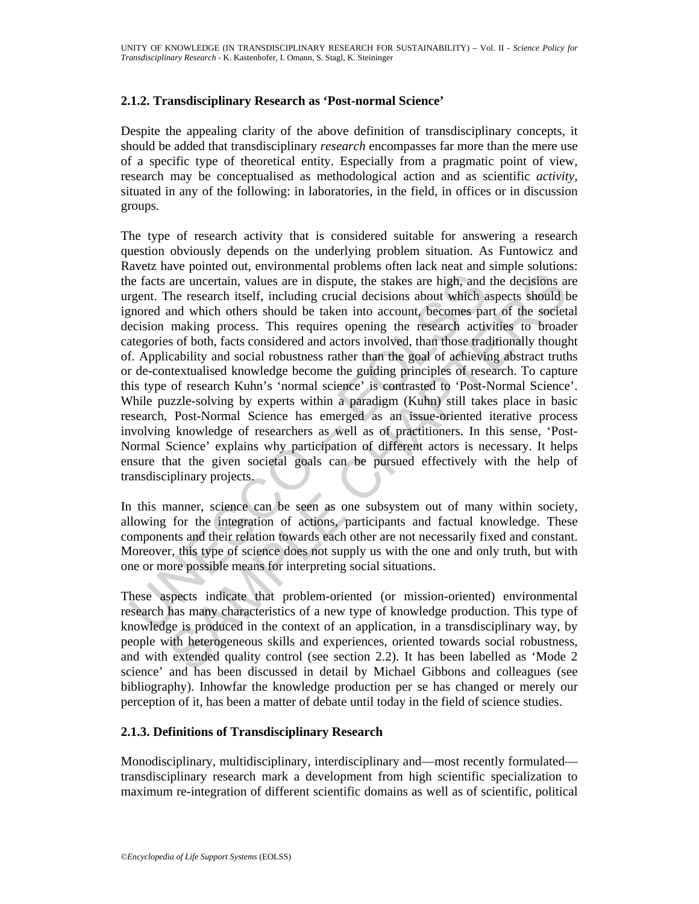### 2.1.2. Transdisciplinary Research as 'Post-normal Science'

Despite the appealing clarity of the above definition of transdisciplinary concepts, it should be added that transdisciplinary *research* encompasses far more than the mere use of a specific type of theoretical entity. Especially from a pragmatic point of view, research may be conceptualised as methodological action and as scientific *activity*, situated in any of the following: in laboratories, in the field, in offices or in discussion groups.

The type of research activity that is considered suitable for answering a research question obviously depends on the underlying problem situation. As Funtowicz and Ravetz have pointed out, environmental problems often lack neat and simple solutions: the facts are uncertain, values are in dispute, the stakes are high, and the decisions are urgent. The research itself, including crucial decisions about which aspects should be ignored and which others should be taken into account, becomes part of the societal decision making process. This requires opening the research activities to broader categories of both, facts considered and actors involved, than those traditionally thought of. Applicability and social robustness rather than the goal of achieving abstract truths or de-contextualised knowledge become the guiding principles of research. To capture this type of research Kuhn's 'normal science' is contrasted to 'Post-Normal Science'. While puzzle-solving by experts within a paradigm (Kuhn) still takes place in basic research, Post-Normal Science has emerged as an issue-oriented iterative process involving knowledge of researchers as well as of practitioners. In this sense, 'Post-Normal Science' explains why participation of different actors is necessary. It helps ensure that the given societal goals can be pursued effectively with the help of transdisciplinary projects.

In this manner, science can be seen as one subsystem out of many within society, allowing for the integration of actions, participants and factual knowledge. These components and their relation towards each other are not necessarily fixed and constant. Moreover, this type of science does not supply us with the one and only truth, but with one or more possible means for interpreting social situations.

These aspects indicate that problem-oriented (or mission-oriented) environmental research has many characteristics of a new type of knowledge production. This type of knowledge is produced in the context of an application, in a transdisciplinary way, by people with heterogeneous skills and experiences, oriented towards social robustness, and with extended quality control (see section 2.2). It has been labelled as 'Mode 2 science' and has been discussed in detail by Michael Gibbons and colleagues (see bibliography). Inhowfar the knowledge production per se has changed or merely our perception of it, has been a matter of debate until today in the field of science studies.

### 2.1.3. Definitions of Transdisciplinary Research

Monodisciplinary, multidisciplinary, interdisciplinary and—most recently formulated—transdisciplinary research mark a development from high scientific specialization to maximum re-integration of different scientific domains as well as of scientific, political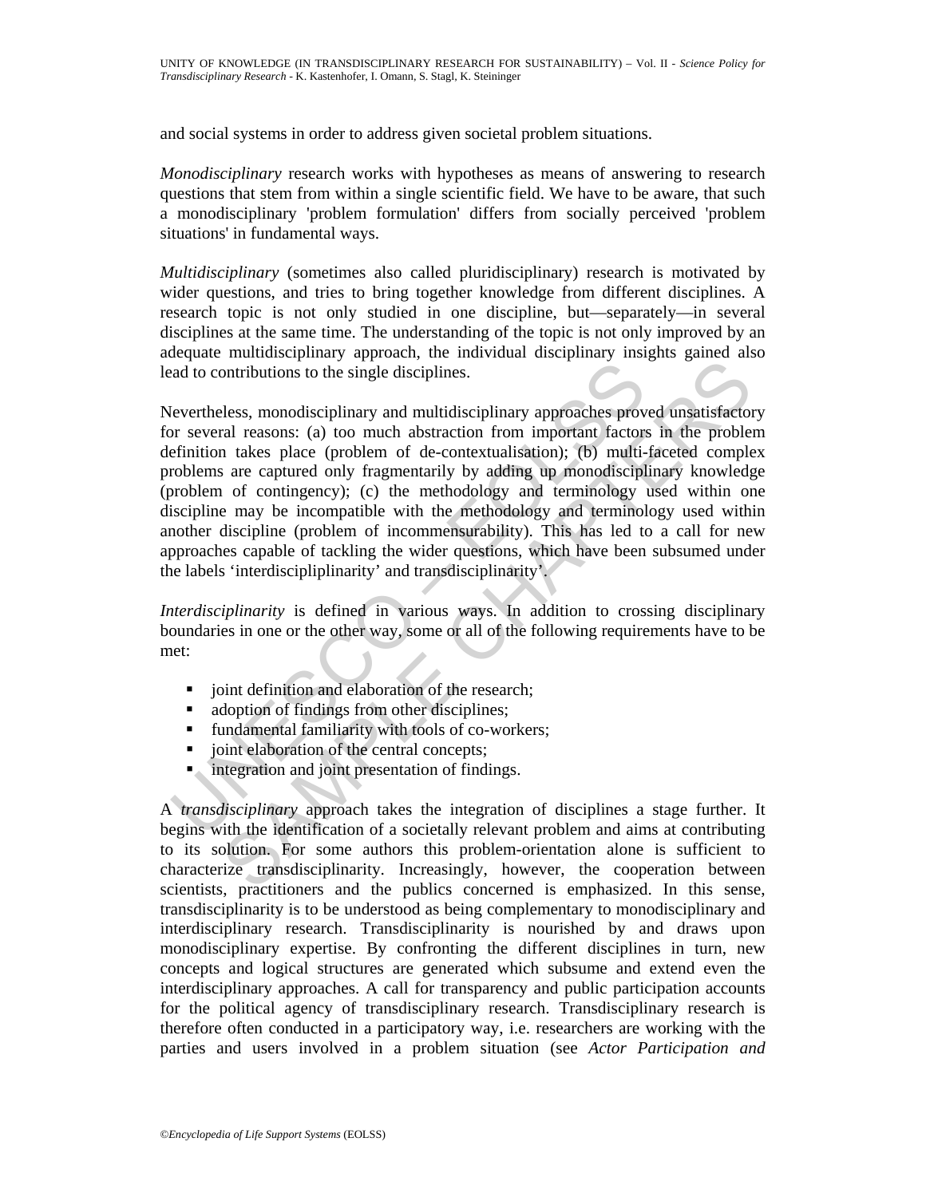and social systems in order to address given societal problem situations.

*Monodisciplinary* research works with hypotheses as means of answering to research questions that stem from within a single scientific field. We have to be aware, that such a monodisciplinary 'problem formulation' differs from socially perceived 'problem situations' in fundamental ways.

*Multidisciplinary* (sometimes also called pluridisciplinary) research is motivated by wider questions, and tries to bring together knowledge from different disciplines. A research topic is not only studied in one discipline, but—separately—in several disciplines at the same time. The understanding of the topic is not only improved by an adequate multidisciplinary approach, the individual disciplinary insights gained also lead to contributions to the single disciplines.

Nevertheless, monodisciplinary and multidisciplinary approaches proved unsatisfactory for several reasons: (a) too much abstraction from important factors in the problem definition takes place (problem of de-contextualisation); (b) multi-faceted complex problems are captured only fragmentarily by adding up monodisciplinary knowledge (problem of contingency); (c) the methodology and terminology used within one discipline may be incompatible with the methodology and terminology used within another discipline (problem of incommensurability). This has led to a call for new approaches capable of tackling the wider questions, which have been subsumed under the labels 'interdiscipliplinarity' and transdisciplinarity'.

*Interdisciplinarity* is defined in various ways. In addition to crossing disciplinary boundaries in one or the other way, some or all of the following requirements have to be met:

- joint definition and elaboration of the research;
- adoption of findings from other disciplines;
- fundamental familiarity with tools of co-workers;
- joint elaboration of the central concepts;
- integration and joint presentation of findings.

A *transdisciplinary* approach takes the integration of disciplines a stage further. It begins with the identification of a societally relevant problem and aims at contributing to its solution. For some authors this problem-orientation alone is sufficient to characterize transdisciplinarity. Increasingly, however, the cooperation between scientists, practitioners and the publics concerned is emphasized. In this sense, transdisciplinarity is to be understood as being complementary to monodisciplinary and interdisciplinary research. Transdisciplinarity is nourished by and draws upon monodisciplinary expertise. By confronting the different disciplines in turn, new concepts and logical structures are generated which subsume and extend even the interdisciplinary approaches. A call for transparency and public participation accounts for the political agency of transdisciplinary research. Transdisciplinary research is therefore often conducted in a participatory way, i.e. researchers are working with the parties and users involved in a problem situation (see *Actor Participation and*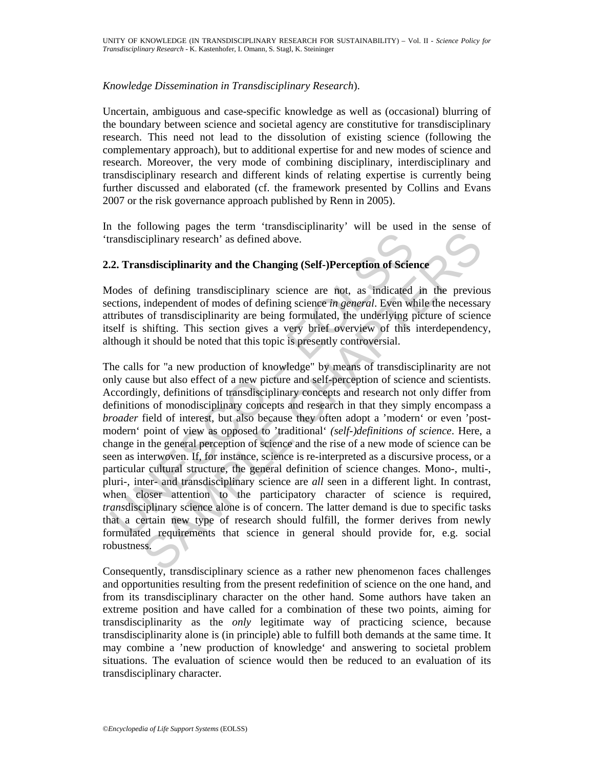*Knowledge Dissemination in Transdisciplinary Research*).

Uncertain, ambiguous and case-specific knowledge as well as (occasional) blurring of the boundary between science and societal agency are constitutive for transdisciplinary research. This need not lead to the dissolution of existing science (following the complementary approach), but to additional expertise for and new modes of science and research. Moreover, the very mode of combining disciplinary, interdisciplinary and transdisciplinary research and different kinds of relating expertise is currently being further discussed and elaborated (cf. the framework presented by Collins and Evans 2007 or the risk governance approach published by Renn in 2005).

In the following pages the term 'transdisciplinarity' will be used in the sense of 'transdisciplinary research' as defined above.

## 2.2. Transdisciplinarity and the Changing (Self-)Perception of Science

Modes of defining transdisciplinary science are not, as indicated in the previous sections, independent of modes of defining science *in general*. Even while the necessary attributes of transdisciplinarity are being formulated, the underlying picture of science itself is shifting. This section gives a very brief overview of this interdependency, although it should be noted that this topic is presently controversial.

The calls for "a new production of knowledge" by means of transdisciplinarity are not only cause but also effect of a new picture and self-perception of science and scientists. Accordingly, definitions of transdisciplinary concepts and research not only differ from definitions of monodisciplinary concepts and research in that they simply encompass a *broader* field of interest, but also because they often adopt a 'modern' or even 'post-modern' point of view as opposed to 'traditional' *(self-)definitions of science*. Here, a change in the general perception of science and the rise of a new mode of science can be seen as interwoven. If, for instance, science is re-interpreted as a discursive process, or a particular cultural structure, the general definition of science changes. Mono-, multi-, pluri-, inter- and transdisciplinary science are *all* seen in a different light. In contrast, when closer attention to the participatory character of science is required, *trans*disciplinary science alone is of concern. The latter demand is due to specific tasks that a certain new type of research should fulfill, the former derives from newly formulated requirements that science in general should provide for, e.g. social robustness.

Consequently, transdisciplinary science as a rather new phenomenon faces challenges and opportunities resulting from the present redefinition of science on the one hand, and from its transdisciplinary character on the other hand. Some authors have taken an extreme position and have called for a combination of these two points, aiming for transdisciplinarity as the *only* legitimate way of practicing science, because transdisciplinarity alone is (in principle) able to fulfill both demands at the same time. It may combine a 'new production of knowledge' and answering to societal problem situations. The evaluation of science would then be reduced to an evaluation of its transdisciplinary character.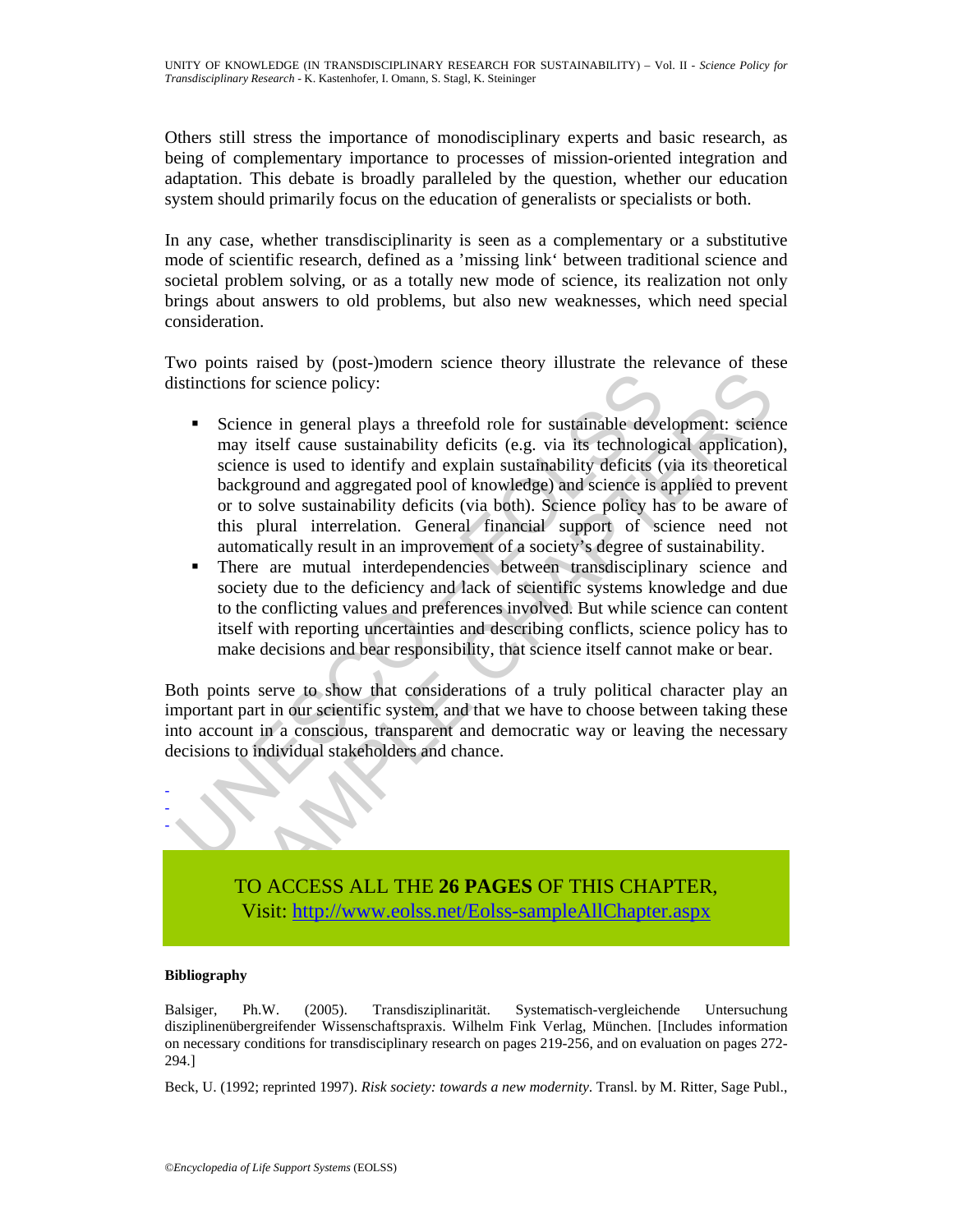Others still stress the importance of monodisciplinary experts and basic research, as being of complementary importance to processes of mission-oriented integration and adaptation. This debate is broadly paralleled by the question, whether our education system should primarily focus on the education of generalists or specialists or both.

In any case, whether transdisciplinarity is seen as a complementary or a substitutive mode of scientific research, defined as a 'missing link' between traditional science and societal problem solving, or as a totally new mode of science, its realization not only brings about answers to old problems, but also new weaknesses, which need special consideration.

Two points raised by (post-)modern science theory illustrate the relevance of these distinctions for science policy:

- Science in general plays a threefold role for sustainable development: science may itself cause sustainability deficits (e.g. via its technological application), science is used to identify and explain sustainability deficits (via its theoretical background and aggregated pool of knowledge) and science is applied to prevent or to solve sustainability deficits (via both). Science policy has to be aware of this plural interrelation. General financial support of science need not automatically result in an improvement of a society's degree of sustainability.
- There are mutual interdependencies between transdisciplinary science and society due to the deficiency and lack of scientific systems knowledge and due to the conflicting values and preferences involved. But while science can content itself with reporting uncertainties and describing conflicts, science policy has to make decisions and bear responsibility, that science itself cannot make or bear.

Both points serve to show that considerations of a truly political character play an important part in our scientific system, and that we have to choose between taking these into account in a conscious, transparent and democratic way or leaving the necessary decisions to individual stakeholders and chance.

-
-
-

TO ACCESS ALL THE **26 PAGES** OF THIS CHAPTER,
Visit: http://www.eolss.net/Eolss-sampleAllChapter.aspx

**Bibliography**

Balsiger, Ph.W. (2005). Transdisziplinarität. Systematisch-vergleichende Untersuchung disziplinenübergreifender Wissenschaftspraxis. Wilhelm Fink Verlag, München. [Includes information on necessary conditions for transdisciplinary research on pages 219-256, and on evaluation on pages 272-294.]

Beck, U. (1992; reprinted 1997). *Risk society: towards a new modernity*. Transl. by M. Ritter, Sage Publ.,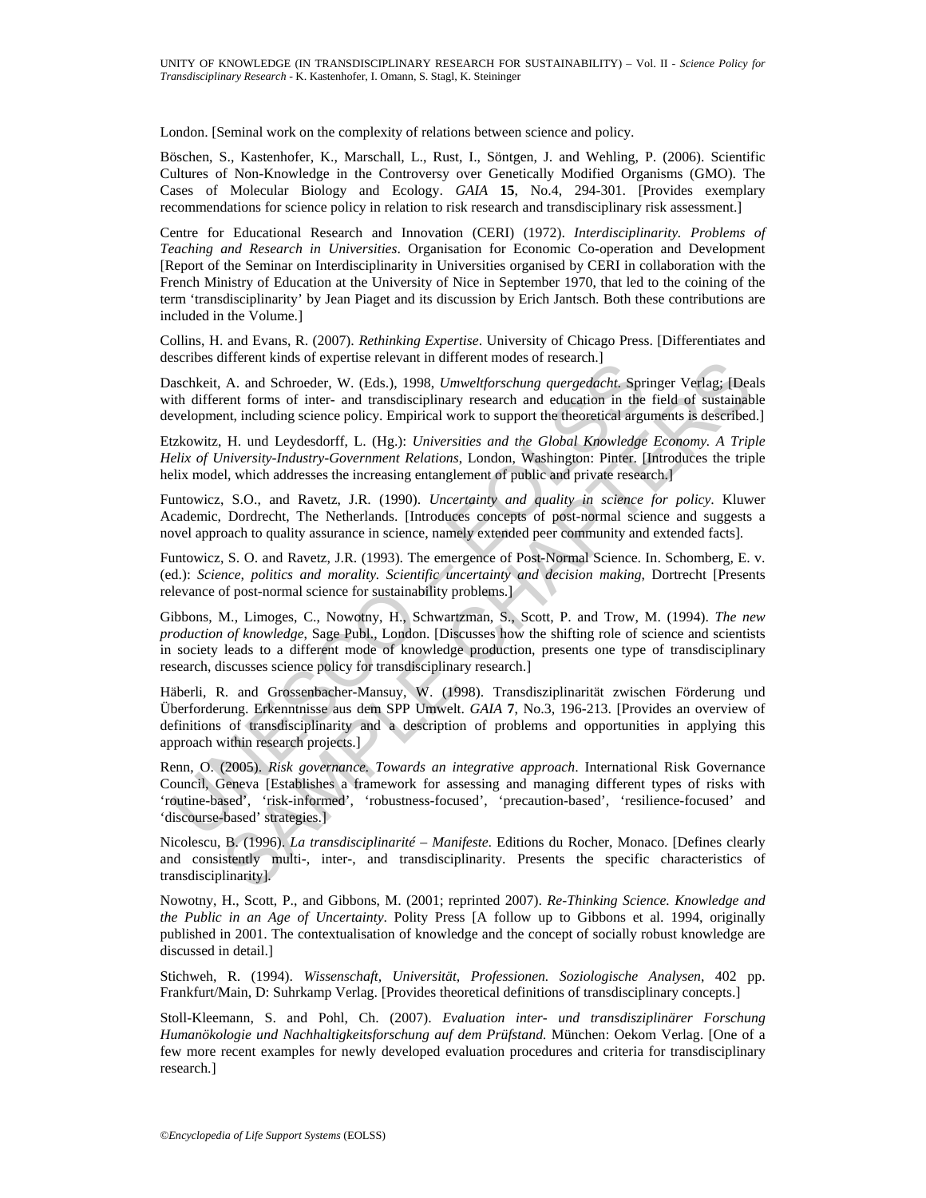London. [Seminal work on the complexity of relations between science and policy.

Böschen, S., Kastenhofer, K., Marschall, L., Rust, I., Söntgen, J. and Wehling, P. (2006). Scientific Cultures of Non-Knowledge in the Controversy over Genetically Modified Organisms (GMO). The Cases of Molecular Biology and Ecology. *GAIA* **15**, No.4, 294-301. [Provides exemplary recommendations for science policy in relation to risk research and transdisciplinary risk assessment.]

Centre for Educational Research and Innovation (CERI) (1972). *Interdisciplinarity. Problems of Teaching and Research in Universities*. Organisation for Economic Co-operation and Development [Report of the Seminar on Interdisciplinarity in Universities organised by CERI in collaboration with the French Ministry of Education at the University of Nice in September 1970, that led to the coining of the term 'transdisciplinarity' by Jean Piaget and its discussion by Erich Jantsch. Both these contributions are included in the Volume.]

Collins, H. and Evans, R. (2007). *Rethinking Expertise*. University of Chicago Press. [Differentiates and describes different kinds of expertise relevant in different modes of research.]

Daschkeit, A. and Schroeder, W. (Eds.), 1998, *Umweltforschung quergedacht*. Springer Verlag; [Deals with different forms of inter- and transdisciplinary research and education in the field of sustainable development, including science policy. Empirical work to support the theoretical arguments is described.]

Etzkowitz, H. und Leydesdorff, L. (Hg.): *Universities and the Global Knowledge Economy. A Triple Helix of University-Industry-Government Relations*, London, Washington: Pinter. [Introduces the triple helix model, which addresses the increasing entanglement of public and private research.]

Funtowicz, S.O., and Ravetz, J.R. (1990). *Uncertainty and quality in science for policy*. Kluwer Academic, Dordrecht, The Netherlands. [Introduces concepts of post-normal science and suggests a novel approach to quality assurance in science, namely extended peer community and extended facts].

Funtowicz, S. O. and Ravetz, J.R. (1993). The emergence of Post-Normal Science. In. Schomberg, E. v. (ed.): *Science, politics and morality. Scientific uncertainty and decision making*, Dortrecht [Presents relevance of post-normal science for sustainability problems.]

Gibbons, M., Limoges, C., Nowotny, H., Schwartzman, S., Scott, P. and Trow, M. (1994). *The new production of knowledge*, Sage Publ., London. [Discusses how the shifting role of science and scientists in society leads to a different mode of knowledge production, presents one type of transdisciplinary research, discusses science policy for transdisciplinary research.]

Häberli, R. and Grossenbacher-Mansuy, W. (1998). Transdisziplinarität zwischen Förderung und Überforderung. Erkenntnisse aus dem SPP Umwelt. *GAIA* **7**, No.3, 196-213. [Provides an overview of definitions of transdisciplinarity and a description of problems and opportunities in applying this approach within research projects.]

Renn, O. (2005). *Risk governance. Towards an integrative approach*. International Risk Governance Council, Geneva [Establishes a framework for assessing and managing different types of risks with 'routine-based', 'risk-informed', 'robustness-focused', 'precaution-based', 'resilience-focused' and 'discourse-based' strategies.]

Nicolescu, B. (1996). *La transdisciplinarité – Manifeste*. Editions du Rocher, Monaco. [Defines clearly and consistently multi-, inter-, and transdisciplinarity. Presents the specific characteristics of transdisciplinarity].

Nowotny, H., Scott, P., and Gibbons, M. (2001; reprinted 2007). *Re-Thinking Science. Knowledge and the Public in an Age of Uncertainty*. Polity Press [A follow up to Gibbons et al. 1994, originally published in 2001. The contextualisation of knowledge and the concept of socially robust knowledge are discussed in detail.]

Stichweh, R. (1994). *Wissenschaft, Universität, Professionen. Soziologische Analysen*, 402 pp. Frankfurt/Main, D: Suhrkamp Verlag. [Provides theoretical definitions of transdisciplinary concepts.]

Stoll-Kleemann, S. and Pohl, Ch. (2007). *Evaluation inter- und transdisziplinärer Forschung Humanökologie und Nachhaltigkeitsforschung auf dem Prüfstand*. München: Oekom Verlag. [One of a few more recent examples for newly developed evaluation procedures and criteria for transdisciplinary research.]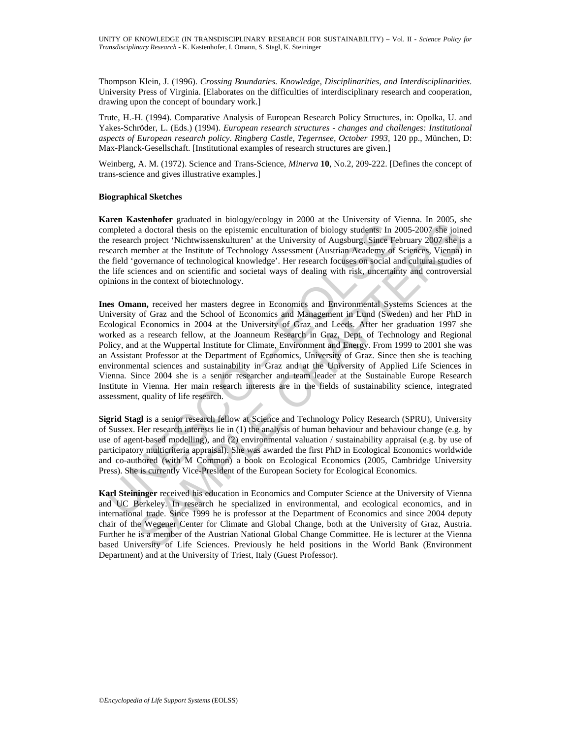Thompson Klein, J. (1996). *Crossing Boundaries. Knowledge, Disciplinarities, and Interdisciplinarities*. University Press of Virginia. [Elaborates on the difficulties of interdisciplinary research and cooperation, drawing upon the concept of boundary work.]

Trute, H.-H. (1994). Comparative Analysis of European Research Policy Structures, in: Opolka, U. and Yakes-Schröder, L. (Eds.) (1994). *European research structures - changes and challenges: Institutional aspects of European research policy. Ringberg Castle, Tegernsee, October 1993*, 120 pp., München, D: Max-Planck-Gesellschaft. [Institutional examples of research structures are given.]

Weinberg, A. M. (1972). Science and Trans-Science, *Minerva* **10**, No.2, 209-222. [Defines the concept of trans-science and gives illustrative examples.]

**Biographical Sketches**

**Karen Kastenhofer** graduated in biology/ecology in 2000 at the University of Vienna. In 2005, she completed a doctoral thesis on the epistemic enculturation of biology students. In 2005-2007 she joined the research project 'Nichtwissenskulturen' at the University of Augsburg. Since February 2007 she is a research member at the Institute of Technology Assessment (Austrian Academy of Sciences, Vienna) in the field 'governance of technological knowledge'. Her research focuses on social and cultural studies of the life sciences and on scientific and societal ways of dealing with risk, uncertainty and controversial opinions in the context of biotechnology.

**Ines Omann,** received her masters degree in Economics and Environmental Systems Sciences at the University of Graz and the School of Economics and Management in Lund (Sweden) and her PhD in Ecological Economics in 2004 at the University of Graz and Leeds. After her graduation 1997 she worked as a research fellow, at the Joanneum Research in Graz, Dept. of Technology and Regional Policy, and at the Wuppertal Institute for Climate, Environment and Energy. From 1999 to 2001 she was an Assistant Professor at the Department of Economics, University of Graz. Since then she is teaching environmental sciences and sustainability in Graz and at the University of Applied Life Sciences in Vienna. Since 2004 she is a senior researcher and team leader at the Sustainable Europe Research Institute in Vienna. Her main research interests are in the fields of sustainability science, integrated assessment, quality of life research.

**Sigrid Stagl** is a senior research fellow at Science and Technology Policy Research (SPRU), University of Sussex. Her research interests lie in (1) the analysis of human behaviour and behaviour change (e.g. by use of agent-based modelling), and (2) environmental valuation / sustainability appraisal (e.g. by use of participatory multicriteria appraisal). She was awarded the first PhD in Ecological Economics worldwide and co-authored (with M Common) a book on Ecological Economics (2005, Cambridge University Press). She is currently Vice-President of the European Society for Ecological Economics.

**Karl Steininger** received his education in Economics and Computer Science at the University of Vienna and UC Berkeley. In research he specialized in environmental, and ecological economics, and in international trade. Since 1999 he is professor at the Department of Economics and since 2004 deputy chair of the Wegener Center for Climate and Global Change, both at the University of Graz, Austria. Further he is a member of the Austrian National Global Change Committee. He is lecturer at the Vienna based University of Life Sciences. Previously he held positions in the World Bank (Environment Department) and at the University of Triest, Italy (Guest Professor).